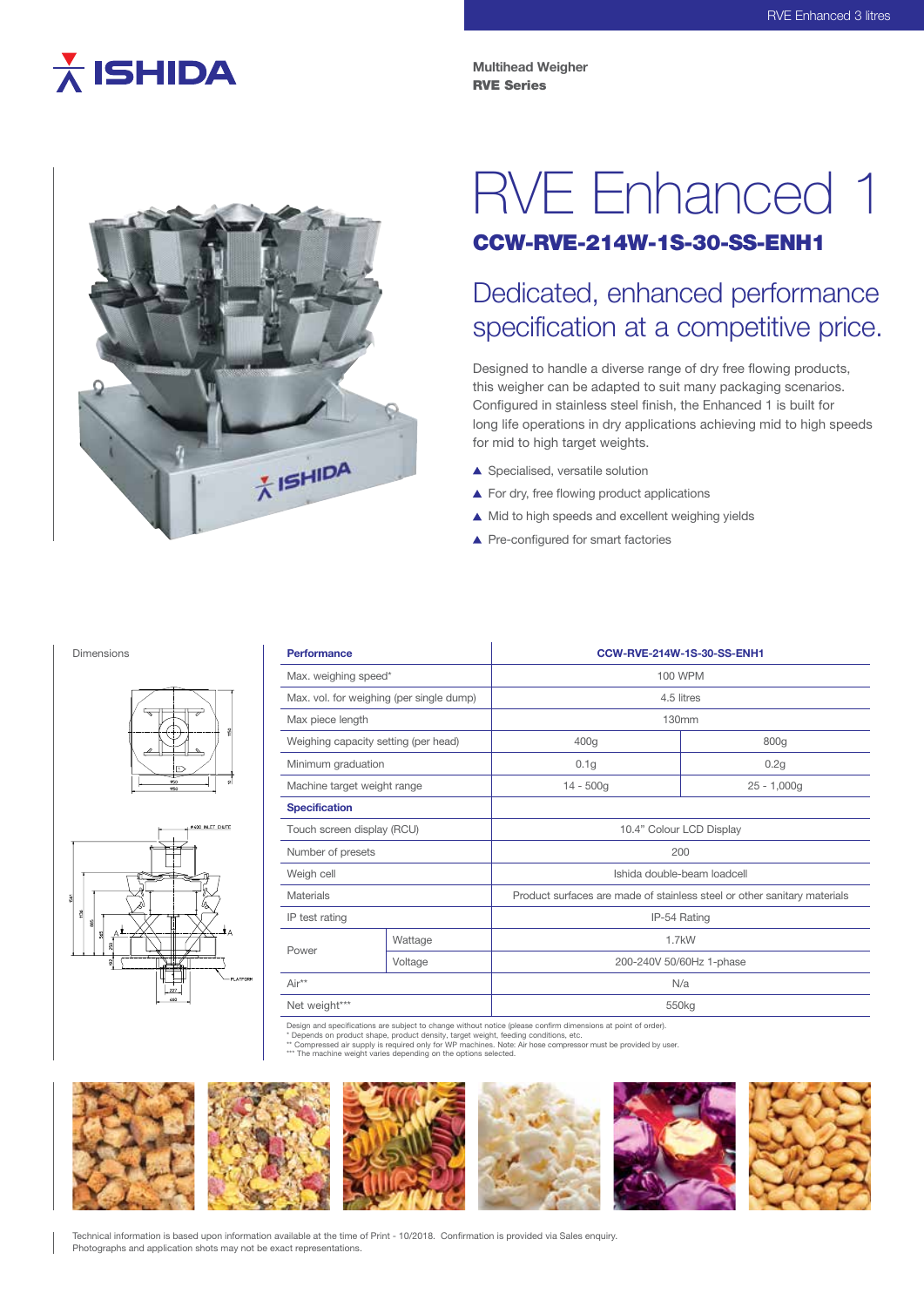**Multihead Weigher**
**RVE Series**

# RVE Enhanced 1

## CCW-RVE-214W-1S-30-SS-ENH1

## Dedicated, enhanced performance specification at a competitive price.

Designed to handle a diverse range of dry free flowing products, this weigher can be adapted to suit many packaging scenarios. Configured in stainless steel finish, the Enhanced 1 is built for long life operations in dry applications achieving mid to high speeds for mid to high target weights.

- Specialised, versatile solution
- For dry, free flowing product applications
- Mid to high speeds and excellent weighing yields
- Pre-configured for smart factories

Dimensions

| **Performance** | | **CCW-RVE-214W-1S-30-SS-ENH1** | |
|---|---|---|---|
| Max. weighing speed* | | 100 WPM | |
| Max. vol. for weighing (per single dump) | | 4.5 litres | |
| Max piece length | | 130mm | |
| Weighing capacity setting (per head) | | 400g | 800g |
| Minimum graduation | | 0.1g | 0.2g |
| Machine target weight range | | 14 - 500g | 25 - 1,000g |
| **Specification** | | | |
| Touch screen display (RCU) | | 10.4" Colour LCD Display | |
| Number of presets | | 200 | |
| Weigh cell | | Ishida double-beam loadcell | |
| Materials | | Product surfaces are made of stainless steel or other sanitary materials | |
| IP test rating | | IP-54 Rating | |
| Power | Wattage | 1.7kW | |
| | Voltage | 200-240V 50/60Hz 1-phase | |
| Air** | | N/a | |
| Net weight*** | | 550kg | |

Design and specifications are subject to change without notice (please confirm dimensions at point of order).
\* Depends on product shape, product density, target weight, feeding conditions, etc.
\** Compressed air supply is required only for WP machines. Note: Air hose compressor must be provided by user.
\*** The machine weight varies depending on the options selected.

Technical information is based upon information available at the time of Print - 10/2018. Confirmation is provided via Sales enquiry.
Photographs and application shots may not be exact representations.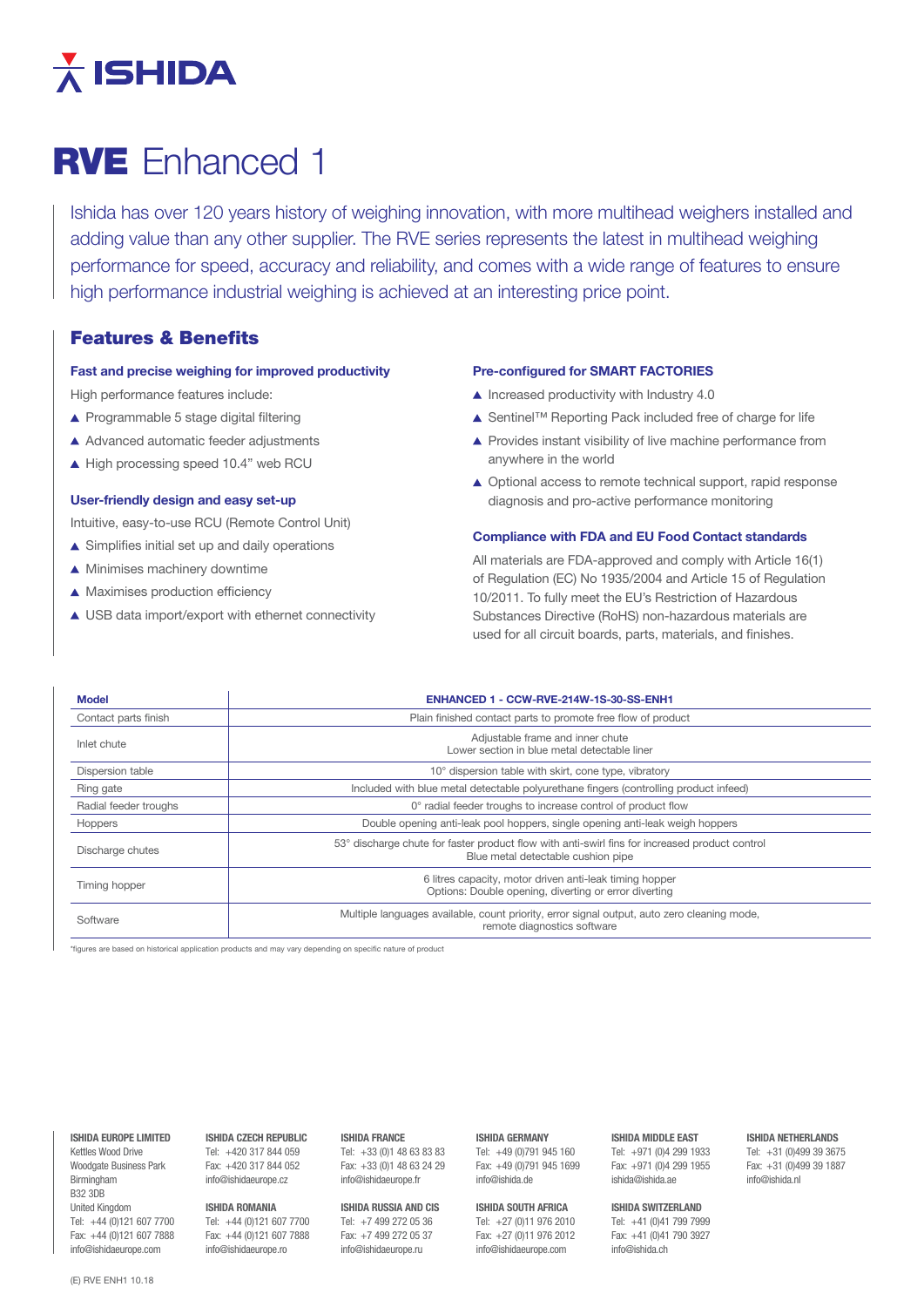# ISHIDA

# **RVE** Enhanced 1

Ishida has over 120 years history of weighing innovation, with more multihead weighers installed and adding value than any other supplier. The RVE series represents the latest in multihead weighing performance for speed, accuracy and reliability, and comes with a wide range of features to ensure high performance industrial weighing is achieved at an interesting price point.

## Features & Benefits

### Fast and precise weighing for improved productivity

High performance features include:

- ▲ Programmable 5 stage digital filtering
- ▲ Advanced automatic feeder adjustments
- ▲ High processing speed 10.4" web RCU

### User-friendly design and easy set-up

Intuitive, easy-to-use RCU (Remote Control Unit)

- ▲ Simplifies initial set up and daily operations
- ▲ Minimises machinery downtime
- ▲ Maximises production efficiency
- ▲ USB data import/export with ethernet connectivity

### Pre-configured for SMART FACTORIES

- ▲ Increased productivity with Industry 4.0
- ▲ Sentinel™ Reporting Pack included free of charge for life
- ▲ Provides instant visibility of live machine performance from anywhere in the world
- ▲ Optional access to remote technical support, rapid response diagnosis and pro-active performance monitoring

### Compliance with FDA and EU Food Contact standards

All materials are FDA-approved and comply with Article 16(1) of Regulation (EC) No 1935/2004 and Article 15 of Regulation 10/2011. To fully meet the EU's Restriction of Hazardous Substances Directive (RoHS) non-hazardous materials are used for all circuit boards, parts, materials, and finishes.

| Model | ENHANCED 1 - CCW-RVE-214W-1S-30-SS-ENH1 |
|---|---|
| Contact parts finish | Plain finished contact parts to promote free flow of product |
| Inlet chute | Adjustable frame and inner chute<br>Lower section in blue metal detectable liner |
| Dispersion table | 10° dispersion table with skirt, cone type, vibratory |
| Ring gate | Included with blue metal detectable polyurethane fingers (controlling product infeed) |
| Radial feeder troughs | 0° radial feeder troughs to increase control of product flow |
| Hoppers | Double opening anti-leak pool hoppers, single opening anti-leak weigh hoppers |
| Discharge chutes | 53° discharge chute for faster product flow with anti-swirl fins for increased product control<br>Blue metal detectable cushion pipe |
| Timing hopper | 6 litres capacity, motor driven anti-leak timing hopper<br>Options: Double opening, diverting or error diverting |
| Software | Multiple languages available, count priority, error signal output, auto zero cleaning mode, remote diagnostics software |

*figures are based on historical application products and may vary depending on specific nature of product

**ISHIDA EUROPE LIMITED**
Kettles Wood Drive
Woodgate Business Park
Birmingham
B32 3DB
United Kingdom
Tel: +44 (0)121 607 7700
Fax: +44 (0)121 607 7888
info@ishidaeurope.com

**ISHIDA CZECH REPUBLIC**
Tel: +420 317 844 059
Fax: +420 317 844 052
info@ishidaeurope.cz

**ISHIDA ROMANIA**
Tel: +44 (0)121 607 7700
Fax: +44 (0)121 607 7888
info@ishidaeurope.ro

**ISHIDA FRANCE**
Tel: +33 (0)1 48 63 83 83
Fax: +33 (0)1 48 63 24 29
info@ishidaeurope.fr

**ISHIDA RUSSIA AND CIS**
Tel: +7 499 272 05 36
Fax: +7 499 272 05 37
info@ishidaeurope.ru

**ISHIDA GERMANY**
Tel: +49 (0)791 945 160
Fax: +49 (0)791 945 1699
info@ishida.de

**ISHIDA SOUTH AFRICA**
Tel: +27 (0)11 976 2010
Fax: +27 (0)11 976 2012
info@ishidaeurope.com

**ISHIDA MIDDLE EAST**
Tel: +971 (0)4 299 1933
Fax: +971 (0)4 299 1955
ishida@ishida.ae

**ISHIDA SWITZERLAND**
Tel: +41 (0)41 799 7999
Fax: +41 (0)41 790 3927
info@ishida.ch

**ISHIDA NETHERLANDS**
Tel: +31 (0)499 39 3675
Fax: +31 (0)499 39 1887
info@ishida.nl

(E) RVE ENH1 10.18